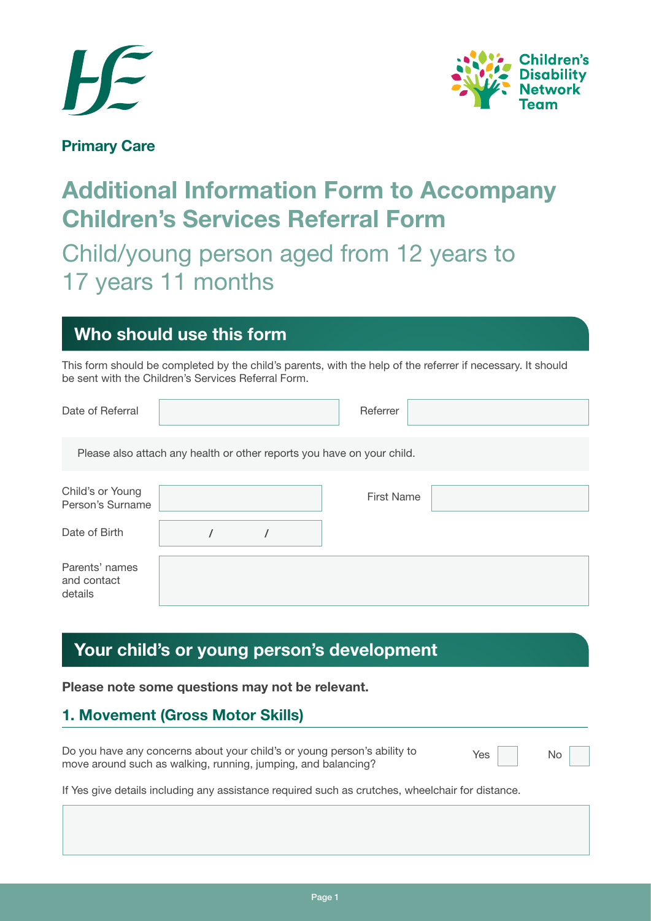Primary Care

Children's Disability Network Team

# Additional Information Form to Accompany Children's Services Referral Form

Child/young person aged from 12 years to 17 years 11 months

## Who should use this form

This form should be completed by the child's parents, with the help of the referrer if necessary. It should be sent with the Children's Services Referral Form.

| Date of Referral | | Referrer | |
|---|---|---|---|

Please also attach any health or other reports you have on your child.

| Child's or Young Person's Surname | | First Name | |
|---|---|---|---|
| Date of Birth | / / | | |
| Parents' names and contact details | | | |

## Your child's or young person's development

**Please note some questions may not be relevant.**

### 1. Movement (Gross Motor Skills)

Do you have any concerns about your child's or young person's ability to move around such as walking, running, jumping, and balancing? Yes ☐ No ☐

If Yes give details including any assistance required such as crutches, wheelchair for distance.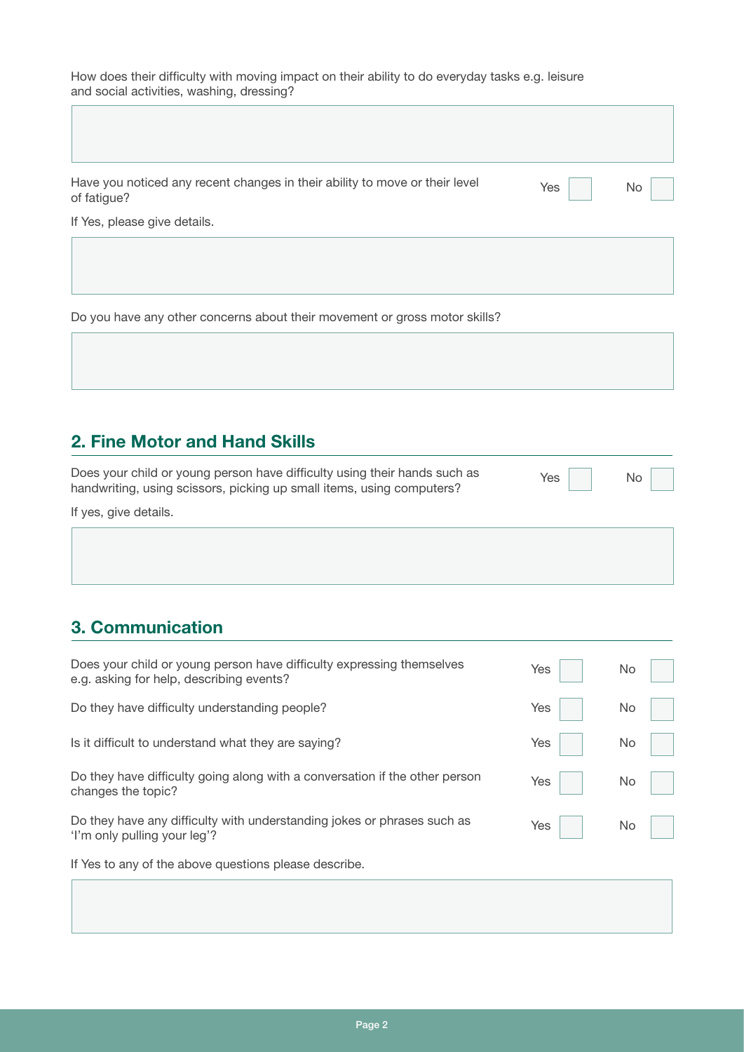How does their difficulty with moving impact on their ability to do everyday tasks e.g. leisure and social activities, washing, dressing?

Have you noticed any recent changes in their ability to move or their level of fatigue? Yes ☐ No ☐

If Yes, please give details.

Do you have any other concerns about their movement or gross motor skills?

## 2. Fine Motor and Hand Skills

Does your child or young person have difficulty using their hands such as handwriting, using scissors, picking up small items, using computers? Yes ☐ No ☐

If yes, give details.

## 3. Communication

| | | |
|---|---|---|
| Does your child or young person have difficulty expressing themselves e.g. asking for help, describing events? | Yes ☐ | No ☐ |
| Do they have difficulty understanding people? | Yes ☐ | No ☐ |
| Is it difficult to understand what they are saying? | Yes ☐ | No ☐ |
| Do they have difficulty going along with a conversation if the other person changes the topic? | Yes ☐ | No ☐ |
| Do they have any difficulty with understanding jokes or phrases such as 'I'm only pulling your leg'? | Yes ☐ | No ☐ |

If Yes to any of the above questions please describe.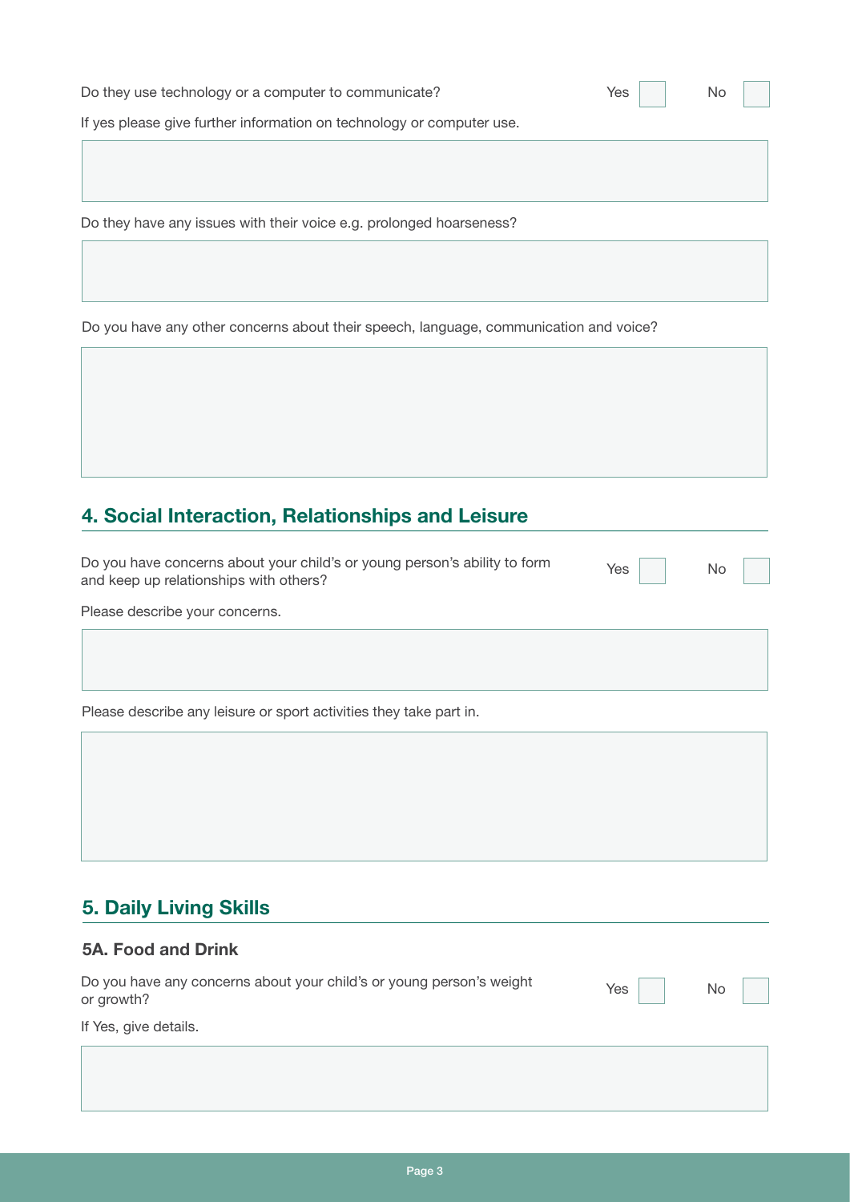Do they use technology or a computer to communicate? Yes ☐ No ☐

If yes please give further information on technology or computer use.

Do they have any issues with their voice e.g. prolonged hoarseness?

Do you have any other concerns about their speech, language, communication and voice?

## 4. Social Interaction, Relationships and Leisure

Do you have concerns about your child's or young person's ability to form and keep up relationships with others? Yes ☐ No ☐

Please describe your concerns.

Please describe any leisure or sport activities they take part in.

## 5. Daily Living Skills

### 5A. Food and Drink

Do you have any concerns about your child's or young person's weight or growth? Yes ☐ No ☐

If Yes, give details.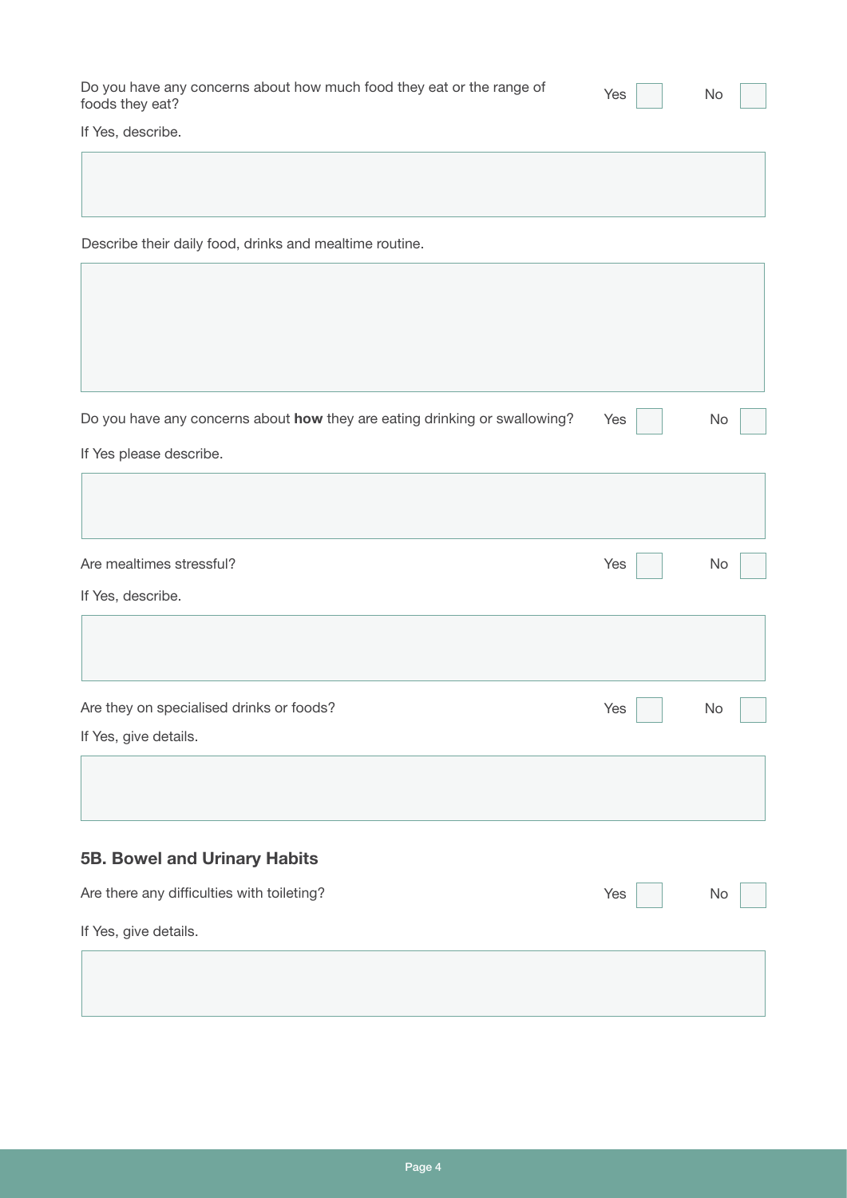Do you have any concerns about how much food they eat or the range of foods they eat? Yes ☐ No ☐

If Yes, describe.

Describe their daily food, drinks and mealtime routine.

Do you have any concerns about **how** they are eating drinking or swallowing? Yes ☐ No ☐

If Yes please describe.

Are mealtimes stressful? Yes ☐ No ☐

If Yes, describe.

Are they on specialised drinks or foods? Yes ☐ No ☐

If Yes, give details.

### 5B. Bowel and Urinary Habits

Are there any difficulties with toileting? Yes ☐ No ☐

If Yes, give details.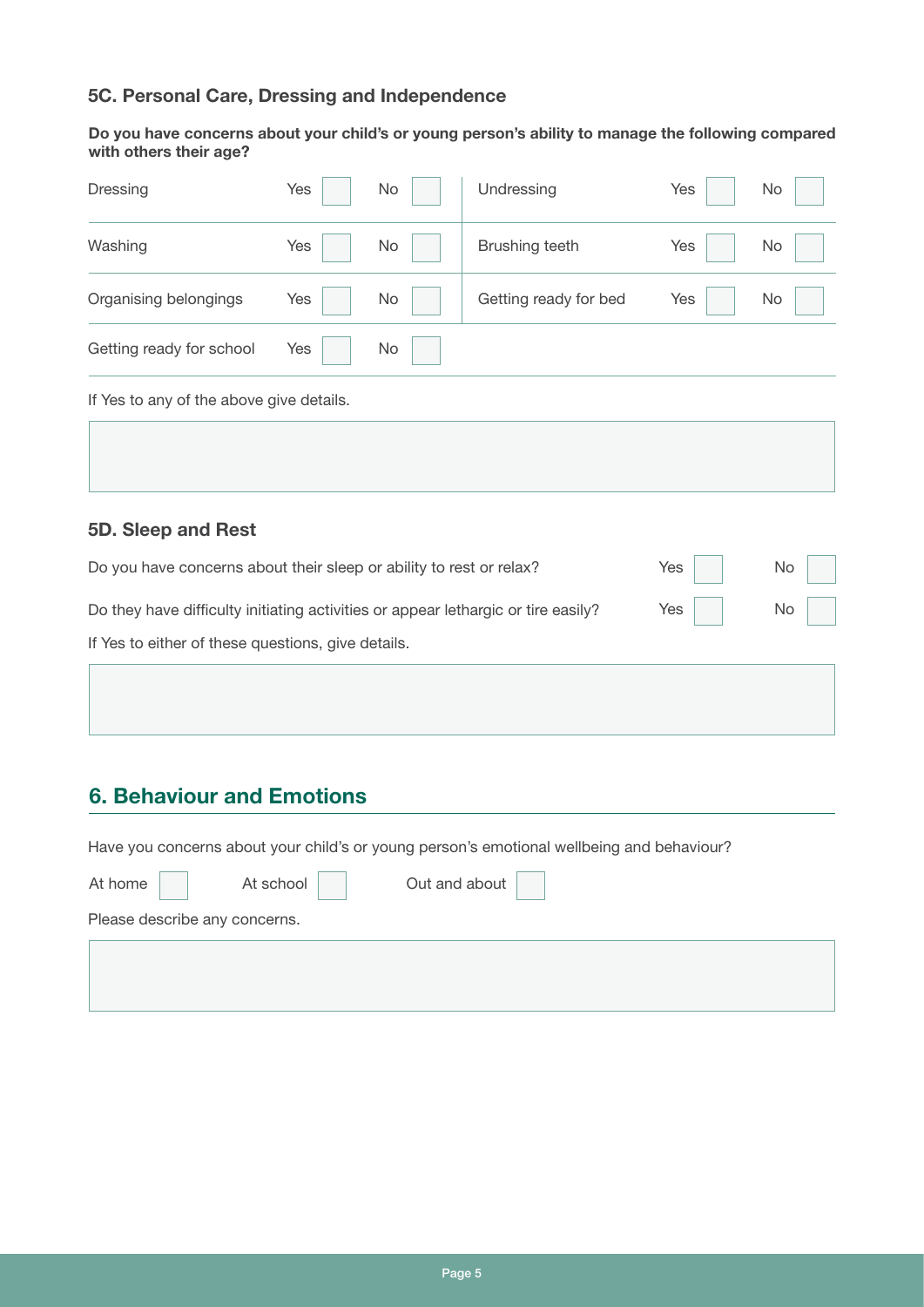### 5C. Personal Care, Dressing and Independence

**Do you have concerns about your child's or young person's ability to manage the following compared with others their age?**

| | Yes | No | | Yes | No |
|---|---|---|---|---|---|
| Dressing | ☐ | ☐ | Undressing | ☐ | ☐ |
| Washing | ☐ | ☐ | Brushing teeth | ☐ | ☐ |
| Organising belongings | ☐ | ☐ | Getting ready for bed | ☐ | ☐ |
| Getting ready for school | ☐ | ☐ | | | |

If Yes to any of the above give details.

### 5D. Sleep and Rest

| | Yes | No |
|---|---|---|
| Do you have concerns about their sleep or ability to rest or relax? | ☐ | ☐ |
| Do they have difficulty initiating activities or appear lethargic or tire easily? | ☐ | ☐ |

If Yes to either of these questions, give details.

## 6. Behaviour and Emotions

Have you concerns about your child's or young person's emotional wellbeing and behaviour?

At home ☐ At school ☐ Out and about ☐

Please describe any concerns.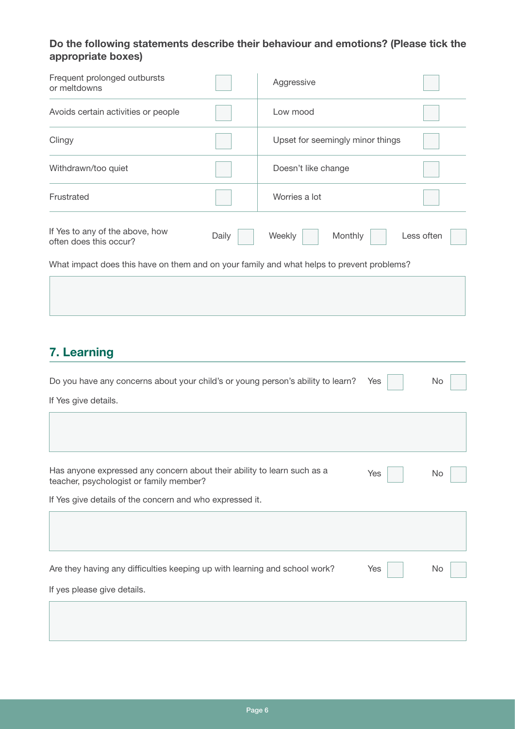**Do the following statements describe their behaviour and emotions? (Please tick the appropriate boxes)**

| | | | |
|---|---|---|---|
| Frequent prolonged outbursts or meltdowns | ☐ | Aggressive | ☐ |
| Avoids certain activities or people | ☐ | Low mood | ☐ |
| Clingy | ☐ | Upset for seemingly minor things | ☐ |
| Withdrawn/too quiet | ☐ | Doesn't like change | ☐ |
| Frustrated | ☐ | Worries a lot | ☐ |

If Yes to any of the above, how often does this occur? Daily ☐ Weekly ☐ Monthly ☐ Less often ☐

What impact does this have on them and on your family and what helps to prevent problems?

## 7. Learning

Do you have any concerns about your child's or young person's ability to learn? Yes ☐ No ☐

If Yes give details.

Has anyone expressed any concern about their ability to learn such as a teacher, psychologist or family member? Yes ☐ No ☐

If Yes give details of the concern and who expressed it.

Are they having any difficulties keeping up with learning and school work? Yes ☐ No ☐

If yes please give details.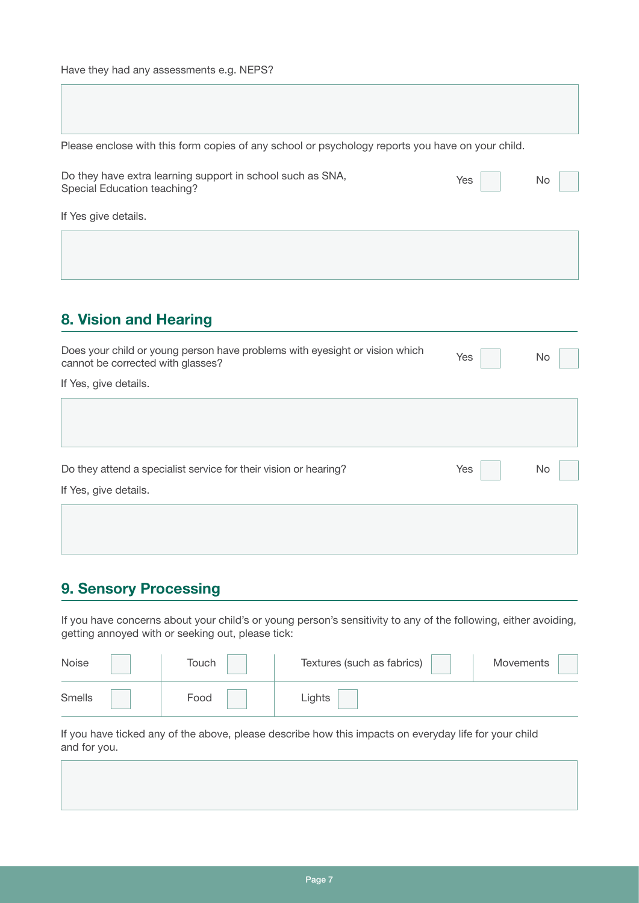Have they had any assessments e.g. NEPS?

Please enclose with this form copies of any school or psychology reports you have on your child.

Do they have extra learning support in school such as SNA, Special Education teaching? Yes ☐ No ☐

If Yes give details.

## 8. Vision and Hearing

Does your child or young person have problems with eyesight or vision which cannot be corrected with glasses? Yes ☐ No ☐

If Yes, give details.

Do they attend a specialist service for their vision or hearing? Yes ☐ No ☐

If Yes, give details.

## 9. Sensory Processing

If you have concerns about your child's or young person's sensitivity to any of the following, either avoiding, getting annoyed with or seeking out, please tick:

| | | | |
|---|---|---|---|
| Noise ☐ | Touch ☐ | Textures (such as fabrics) ☐ | Movements ☐ |
| Smells ☐ | Food ☐ | Lights ☐ | |

If you have ticked any of the above, please describe how this impacts on everyday life for your child and for you.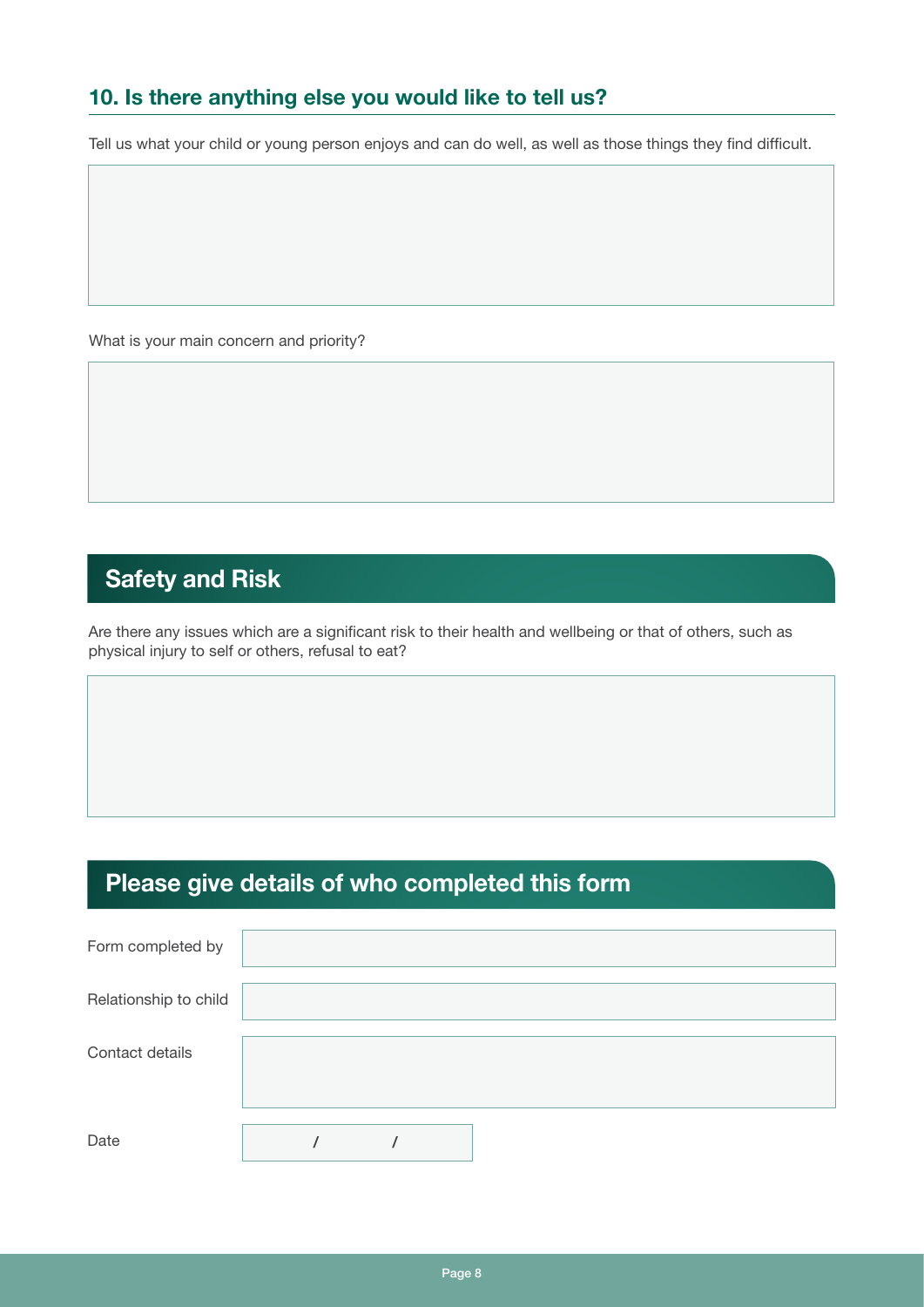## 10. Is there anything else you would like to tell us?

Tell us what your child or young person enjoys and can do well, as well as those things they find difficult.

What is your main concern and priority?

## Safety and Risk

Are there any issues which are a significant risk to their health and wellbeing or that of others, such as physical injury to self or others, refusal to eat?

## Please give details of who completed this form

| | |
|---|---|
| Form completed by | |
| Relationship to child | |
| Contact details | |
| Date | / / |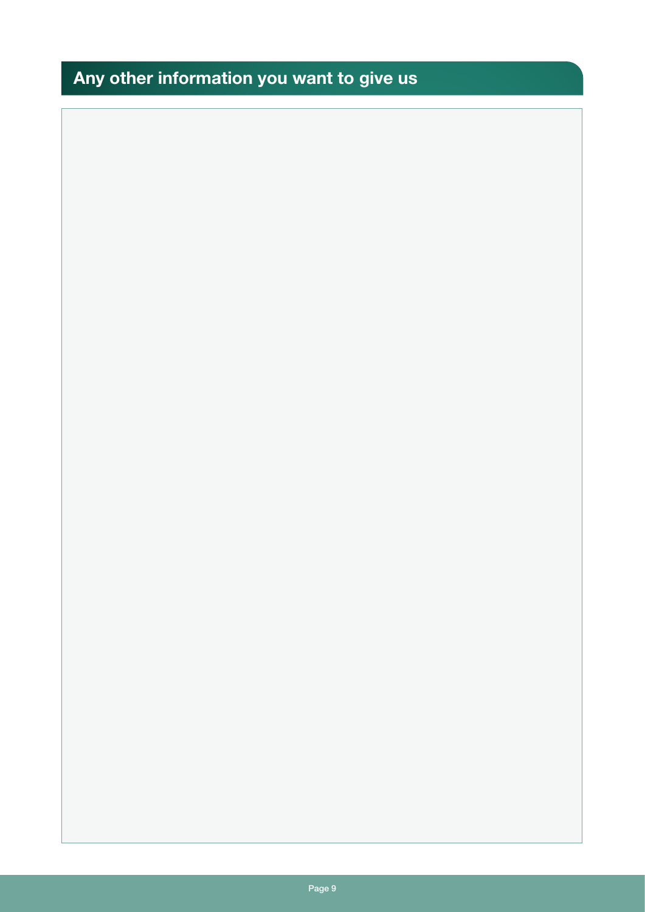## Any other information you want to give us